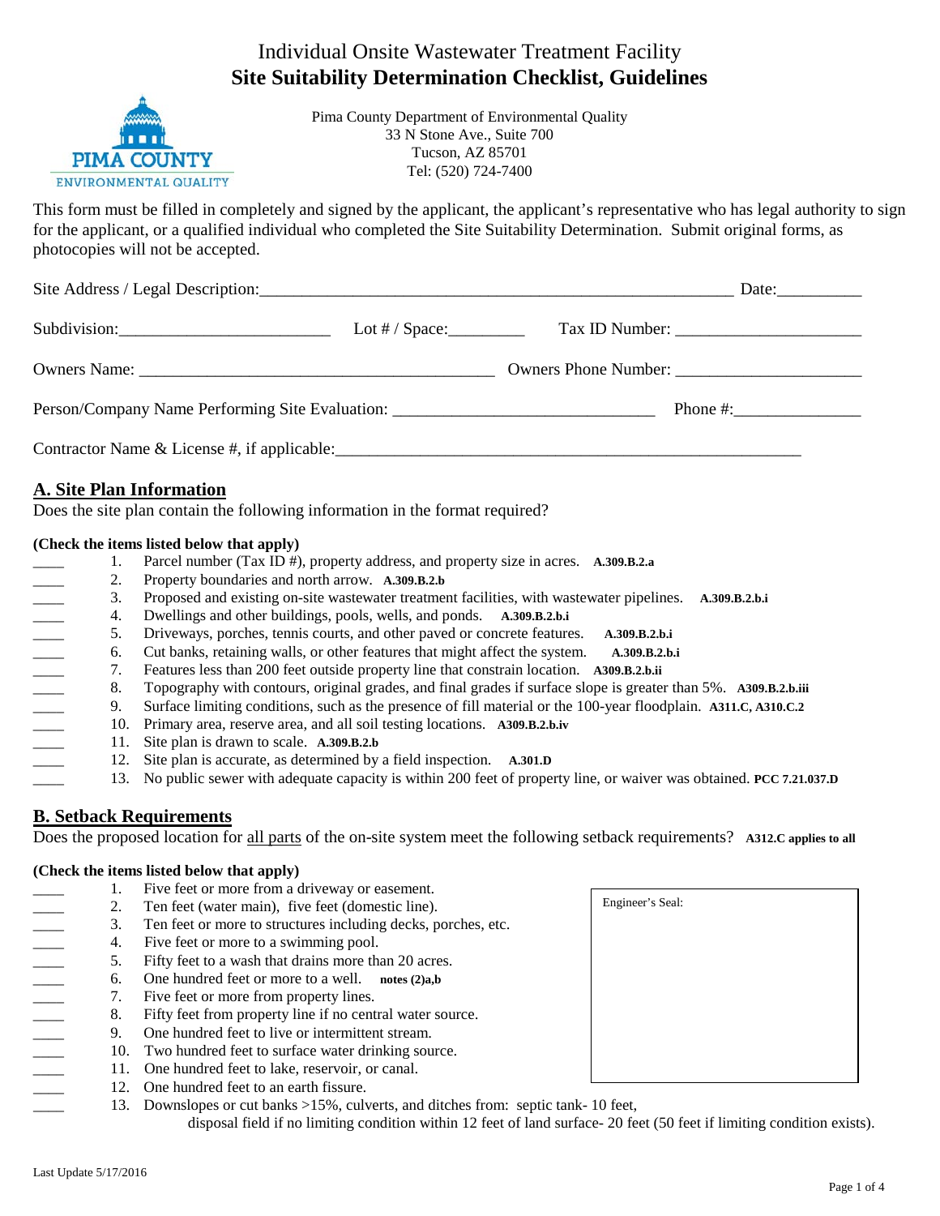# Individual Onsite Wastewater Treatment Facility
## Site Suitability Determination Checklist, Guidelines

PIMA COUNTY
ENVIRONMENTAL QUALITY

Pima County Department of Environmental Quality
33 N Stone Ave., Suite 700
Tucson, AZ 85701
Tel: (520) 724-7400

This form must be filled in completely and signed by the applicant, the applicant's representative who has legal authority to sign for the applicant, or a qualified individual who completed the Site Suitability Determination. Submit original forms, as photocopies will not be accepted.

Site Address / Legal Description:_________________________________________________________ Date:__________

Subdivision:________________________ Lot # / Space:_________ Tax ID Number: ______________________

Owners Name: __________________________________________ Owners Phone Number: ______________________

Person/Company Name Performing Site Evaluation: ______________________________ Phone #:_______________

Contractor Name & License #, if applicable:________________________________________________________

## A. Site Plan Information

Does the site plan contain the following information in the format required?

**(Check the items listed below that apply)**

____ 1. Parcel number (Tax ID #), property address, and property size in acres. **A.309.B.2.a**
____ 2. Property boundaries and north arrow. **A.309.B.2.b**
____ 3. Proposed and existing on-site wastewater treatment facilities, with wastewater pipelines. **A.309.B.2.b.i**
____ 4. Dwellings and other buildings, pools, wells, and ponds. **A.309.B.2.b.i**
____ 5. Driveways, porches, tennis courts, and other paved or concrete features. **A.309.B.2.b.i**
____ 6. Cut banks, retaining walls, or other features that might affect the system. **A.309.B.2.b.i**
____ 7. Features less than 200 feet outside property line that constrain location. **A309.B.2.b.ii**
____ 8. Topography with contours, original grades, and final grades if surface slope is greater than 5%. **A309.B.2.b.iii**
____ 9. Surface limiting conditions, such as the presence of fill material or the 100-year floodplain. **A311.C, A310.C.2**
____ 10. Primary area, reserve area, and all soil testing locations. **A309.B.2.b.iv**
____ 11. Site plan is drawn to scale. **A.309.B.2.b**
____ 12. Site plan is accurate, as determined by a field inspection. **A.301.D**
____ 13. No public sewer with adequate capacity is within 200 feet of property line, or waiver was obtained. **PCC 7.21.037.D**

## B. Setback Requirements

Does the proposed location for all parts of the on-site system meet the following setback requirements? **A312.C applies to all**

**(Check the items listed below that apply)**

____ 1. Five feet or more from a driveway or easement.
____ 2. Ten feet (water main), five feet (domestic line).
____ 3. Ten feet or more to structures including decks, porches, etc.
____ 4. Five feet or more to a swimming pool.
____ 5. Fifty feet to a wash that drains more than 20 acres.
____ 6. One hundred feet or more to a well. **notes (2)a,b**
____ 7. Five feet or more from property lines.
____ 8. Fifty feet from property line if no central water source.
____ 9. One hundred feet to live or intermittent stream.
____ 10. Two hundred feet to surface water drinking source.
____ 11. One hundred feet to lake, reservoir, or canal.
____ 12. One hundred feet to an earth fissure.
____ 13. Downslopes or cut banks >15%, culverts, and ditches from: septic tank- 10 feet,
disposal field if no limiting condition within 12 feet of land surface- 20 feet (50 feet if limiting condition exists).

Engineer's Seal:

Last Update 5/17/2016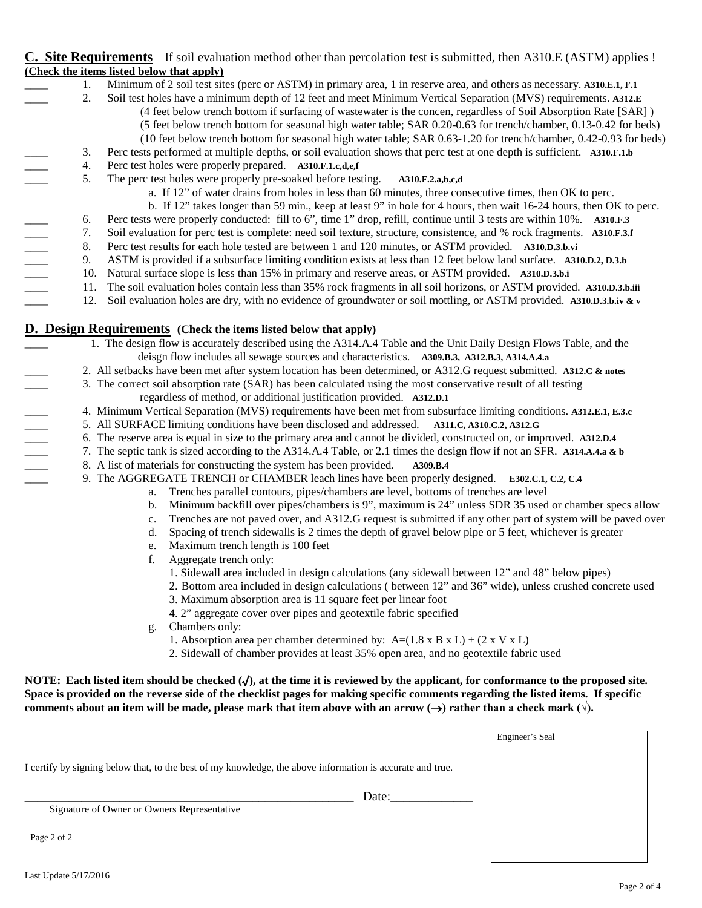## C. Site Requirements

If soil evaluation method other than percolation test is submitted, then A310.E (ASTM) applies !

**(Check the items listed below that apply)**

____ 1. Minimum of 2 soil test sites (perc or ASTM) in primary area, 1 in reserve area, and others as necessary. **A310.E.1, F.1**

____ 2. Soil test holes have a minimum depth of 12 feet and meet Minimum Vertical Separation (MVS) requirements. **A312.E**
  (4 feet below trench bottom if surfacing of wastewater is the concen, regardless of Soil Absorption Rate [SAR] )
  (5 feet below trench bottom for seasonal high water table; SAR 0.20-0.63 for trench/chamber, 0.13-0.42 for beds)
  (10 feet below trench bottom for seasonal high water table; SAR 0.63-1.20 for trench/chamber, 0.42-0.93 for beds)

____ 3. Perc tests performed at multiple depths, or soil evaluation shows that perc test at one depth is sufficient. **A310.F.1.b**

____ 4. Perc test holes were properly prepared. **A310.F.1.c,d,e,f**

____ 5. The perc test holes were properly pre-soaked before testing. **A310.F.2.a,b,c,d**
  a. If 12" of water drains from holes in less than 60 minutes, three consecutive times, then OK to perc.
  b. If 12" takes longer than 59 min., keep at least 9" in hole for 4 hours, then wait 16-24 hours, then OK to perc.

____ 6. Perc tests were properly conducted: fill to 6", time 1" drop, refill, continue until 3 tests are within 10%. **A310.F.3**

____ 7. Soil evaluation for perc test is complete: need soil texture, structure, consistence, and % rock fragments. **A310.F.3.f**

____ 8. Perc test results for each hole tested are between 1 and 120 minutes, or ASTM provided. **A310.D.3.b.vi**

____ 9. ASTM is provided if a subsurface limiting condition exists at less than 12 feet below land surface. **A310.D.2, D.3.b**

____ 10. Natural surface slope is less than 15% in primary and reserve areas, or ASTM provided. **A310.D.3.b.i**

____ 11. The soil evaluation holes contain less than 35% rock fragments in all soil horizons, or ASTM provided. **A310.D.3.b.iii**

____ 12. Soil evaluation holes are dry, with no evidence of groundwater or soil mottling, or ASTM provided. **A310.D.3.b.iv & v**

## D. Design Requirements **(Check the items listed below that apply)**

____ 1. The design flow is accurately described using the A314.A.4 Table and the Unit Daily Design Flows Table, and the deisgn flow includes all sewage sources and characteristics. **A309.B.3, A312.B.3, A314.A.4.a**

____ 2. All setbacks have been met after system location has been determined, or A312.G request submitted. **A312.C & notes**

____ 3. The correct soil absorption rate (SAR) has been calculated using the most conservative result of all testing regardless of method, or additional justification provided. **A312.D.1**

____ 4. Minimum Vertical Separation (MVS) requirements have been met from subsurface limiting conditions. **A312.E.1, E.3.c**

____ 5. All SURFACE limiting conditions have been disclosed and addressed. **A311.C, A310.C.2, A312.G**

____ 6. The reserve area is equal in size to the primary area and cannot be divided, constructed on, or improved. **A312.D.4**

____ 7. The septic tank is sized according to the A314.A.4 Table, or 2.1 times the design flow if not an SFR. **A314.A.4.a & b**

____ 8. A list of materials for constructing the system has been provided. **A309.B.4**

____ 9. The AGGREGATE TRENCH or CHAMBER leach lines have been properly designed. **E302.C.1, C.2, C.4**
  a. Trenches parallel contours, pipes/chambers are level, bottoms of trenches are level
  b. Minimum backfill over pipes/chambers is 9", maximum is 24" unless SDR 35 used or chamber specs allow
  c. Trenches are not paved over, and A312.G request is submitted if any other part of system will be paved over
  d. Spacing of trench sidewalls is 2 times the depth of gravel below pipe or 5 feet, whichever is greater
  e. Maximum trench length is 100 feet
  f. Aggregate trench only:
    1. Sidewall area included in design calculations (any sidewall between 12" and 48" below pipes)
    2. Bottom area included in design calculations ( between 12" and 36" wide), unless crushed concrete used
    3. Maximum absorption area is 11 square feet per linear foot
    4. 2" aggregate cover over pipes and geotextile fabric specified
  g. Chambers only:
    1. Absorption area per chamber determined by: $A=(1.8 \times B \times L) + (2 \times V \times L)$
    2. Sidewall of chamber provides at least 35% open area, and no geotextile fabric used

**NOTE: Each listed item should be checked (√), at the time it is reviewed by the applicant, for conformance to the proposed site. Space is provided on the reverse side of the checklist pages for making specific comments regarding the listed items. If specific comments about an item will be made, please mark that item above with an arrow (→) rather than a check mark (√).**

I certify by signing below that, to the best of my knowledge, the above information is accurate and true.

_______________________________________________________ Date:_____________

Signature of Owner or Owners Representative

Engineer's Seal

Page 2 of 2

Last Update 5/17/2016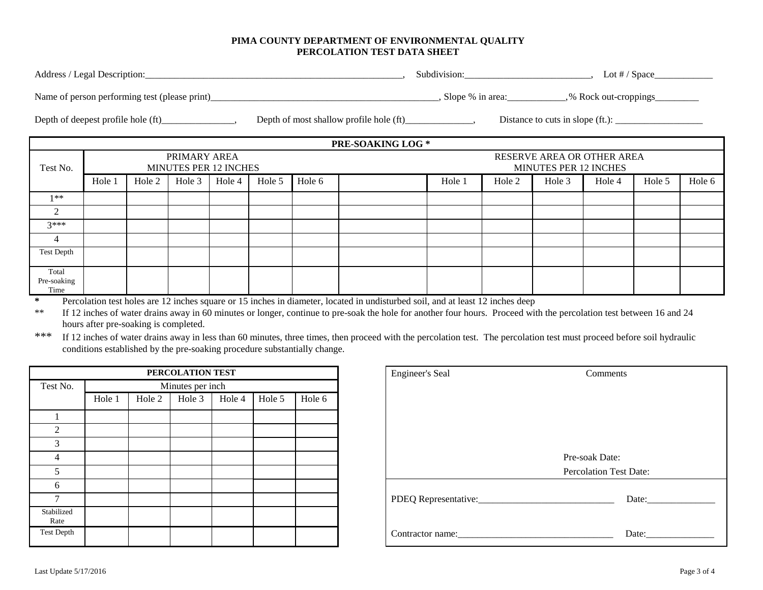**PIMA COUNTY DEPARTMENT OF ENVIRONMENTAL QUALITY**
**PERCOLATION TEST DATA SHEET**

Address / Legal Description:_________________________________________________________, Subdivision:__________________________, Lot # / Space____________

Name of person performing test (please print)___________________________________________________, Slope % in area:____________,% Rock out-croppings_________

Depth of deepest profile hole (ft)_______________, Depth of most shallow profile hole (ft)______________, Distance to cuts in slope (ft.): __________________

| PRE-SOAKING LOG * | | | | | | | | | | | | | |
|---|---|---|---|---|---|---|---|---|---|---|---|---|---|
| Test No. | PRIMARY AREA MINUTES PER 12 INCHES | | | | | | | RESERVE AREA OR OTHER AREA MINUTES PER 12 INCHES | | | | | |
| | Hole 1 | Hole 2 | Hole 3 | Hole 4 | Hole 5 | Hole 6 | | Hole 1 | Hole 2 | Hole 3 | Hole 4 | Hole 5 | Hole 6 |
| 1** | | | | | | | | | | | | | |
| 2 | | | | | | | | | | | | | |
| 3*** | | | | | | | | | | | | | |
| 4 | | | | | | | | | | | | | |
| Test Depth | | | | | | | | | | | | | |
| Total Pre-soaking Time | | | | | | | | | | | | | |

\* Percolation test holes are 12 inches square or 15 inches in diameter, located in undisturbed soil, and at least 12 inches deep

** If 12 inches of water drains away in 60 minutes or longer, continue to pre-soak the hole for another four hours. Proceed with the percolation test between 16 and 24 hours after pre-soaking is completed.

*** If 12 inches of water drains away in less than 60 minutes, three times, then proceed with the percolation test. The percolation test must proceed before soil hydraulic conditions established by the pre-soaking procedure substantially change.

| PERCOLATION TEST | | | | | | |
|---|---|---|---|---|---|---|
| Test No. | Minutes per inch | | | | | |
| | Hole 1 | Hole 2 | Hole 3 | Hole 4 | Hole 5 | Hole 6 |
| 1 | | | | | | |
| 2 | | | | | | |
| 3 | | | | | | |
| 4 | | | | | | |
| 5 | | | | | | |
| 6 | | | | | | |
| 7 | | | | | | |
| Stabilized Rate | | | | | | |
| Test Depth | | | | | | |

Engineer's Seal

Comments

Pre-soak Date:

Percolation Test Date:

PDEQ Representative:_____________________________ Date:______________

Contractor name:_________________________________ Date:______________

Last Update 5/17/2016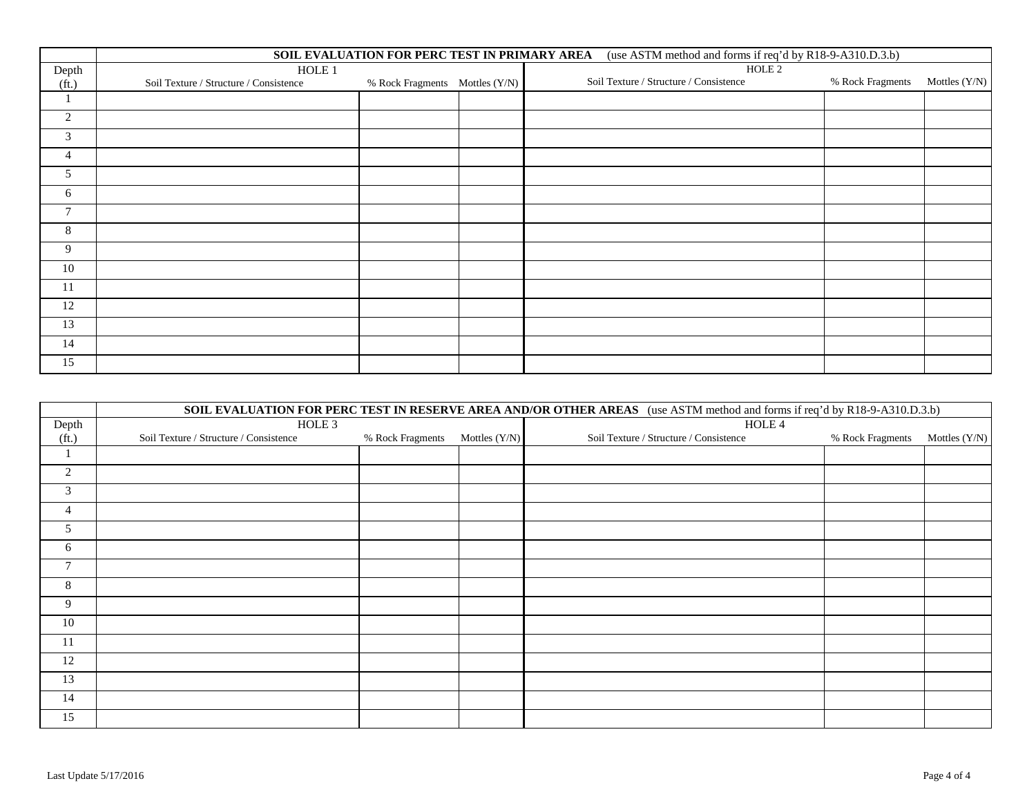| | SOIL EVALUATION FOR PERC TEST IN PRIMARY AREA (use ASTM method and forms if req'd by R18-9-A310.D.3.b) | | | | | |
|---|---|---|---|---|---|---|
| Depth | HOLE 1 | | | HOLE 2 | | |
| (ft.) | Soil Texture / Structure / Consistence | % Rock Fragments | Mottles (Y/N) | Soil Texture / Structure / Consistence | % Rock Fragments | Mottles (Y/N) |
| 1 | | | | | | |
| 2 | | | | | | |
| 3 | | | | | | |
| 4 | | | | | | |
| 5 | | | | | | |
| 6 | | | | | | |
| 7 | | | | | | |
| 8 | | | | | | |
| 9 | | | | | | |
| 10 | | | | | | |
| 11 | | | | | | |
| 12 | | | | | | |
| 13 | | | | | | |
| 14 | | | | | | |
| 15 | | | | | | |

| | SOIL EVALUATION FOR PERC TEST IN RESERVE AREA AND/OR OTHER AREAS (use ASTM method and forms if req'd by R18-9-A310.D.3.b) | | | | | |
|---|---|---|---|---|---|---|
| Depth | HOLE 3 | | | HOLE 4 | | |
| (ft.) | Soil Texture / Structure / Consistence | % Rock Fragments | Mottles (Y/N) | Soil Texture / Structure / Consistence | % Rock Fragments | Mottles (Y/N) |
| 1 | | | | | | |
| 2 | | | | | | |
| 3 | | | | | | |
| 4 | | | | | | |
| 5 | | | | | | |
| 6 | | | | | | |
| 7 | | | | | | |
| 8 | | | | | | |
| 9 | | | | | | |
| 10 | | | | | | |
| 11 | | | | | | |
| 12 | | | | | | |
| 13 | | | | | | |
| 14 | | | | | | |
| 15 | | | | | | |

Last Update 5/17/2016